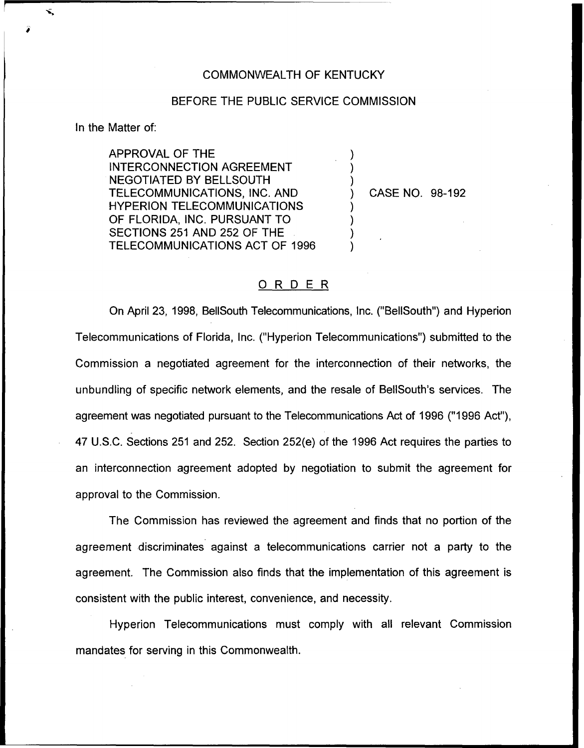COMMONWEALTH OF KENTUCKY

BEFORE THE PUBLIC SERVICE COMMISSION

In the Matter of:

APPROVAL OF THE INTERCONNECTION AGREEMENT NEGOTIATED BY BELLSOUTH TELECOMMUNICATIONS, INC. AND HYPERION TELECOMMUNICATIONS OF FLORIDA, INC. PURSUANT TO SECTIONS 251 AND 252 OF THE TELECOMMUNICATIONS ACT OF 1996 ) CASE NO. 98-192

## ORDER

On April 23, 1998, BellSouth Telecommunications, Inc. ("BellSouth") and Hyperion Telecommunications of Florida, Inc. ("Hyperion Telecommunications") submitted to the Commission a negotiated agreement for the interconnection of their networks, the unbundling of specific network elements, and the resale of BellSouth's services. The agreement was negotiated pursuant to the Telecommunications Act of 1996 ("1996 Act"), 47 U.S.C. Sections 251 and 252. Section 252(e) of the 1996 Act requires the parties to an interconnection agreement adopted by negotiation to submit the agreement for approval to the Commission.

The Commission has reviewed the agreement and finds that no portion of the agreement discriminates against a telecommunications carrier not a party to the agreement. The Commission also finds that the implementation of this agreement is consistent with the public interest, convenience, and necessity.

Hyperion Telecommunications must comply with all relevant Commission mandates for serving in this Commonwealth.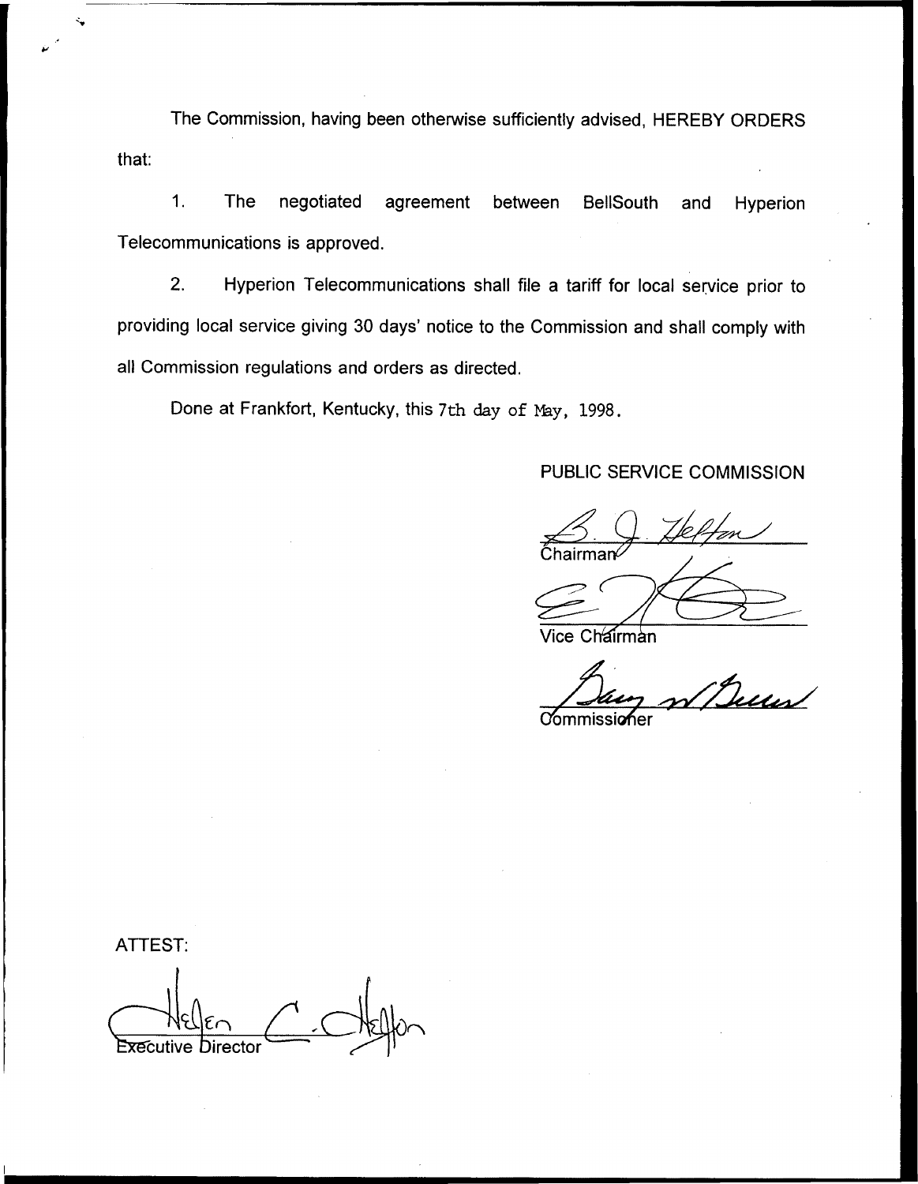The Commission, having been otherwise sufficiently advised, HEREBY ORDERS that:

1. The negotiated agreement between BellSouth and Hyperion Telecommunications is approved.

2. Hyperion Telecommunications shall file a tariff for local service prior to providing local service giving 30 days' notice to the Commission and shall comply with all Commission regulations and orders as directed.

Done at Frankfort, Kentucky, this 7th day of May, 1998.

PUBLIC SERVICE COMMISSION

Chairman

Vice Chairman

Commissioner

ATTEST:

Executive Director